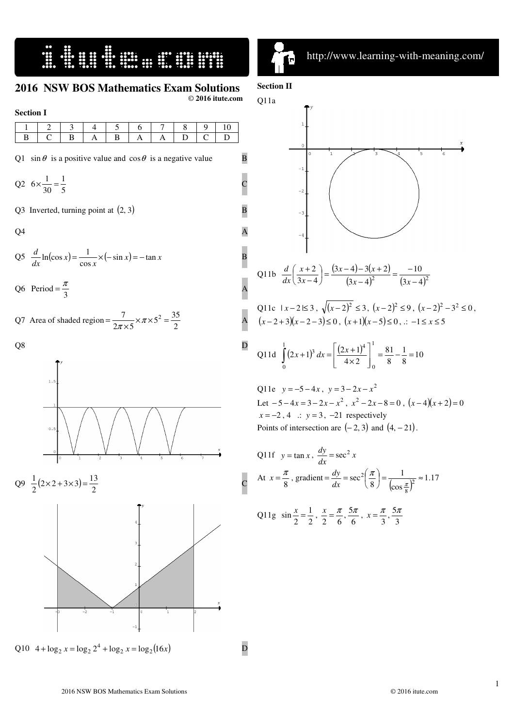# 2016 NSW BOS Mathematics Exam Solutions

© 2016 itute.com

## Section I

| 1 | 2 | 3 | 4 | 5 | 6 | 7 | 8 | 9 | 10 |
|---|---|---|---|---|---|---|---|---|---|
| B | C | B | A | B | A | A | D | C | D |

Q1 $\sin\theta$ is a positive value and $\cos\theta$ is a negative value **B**

Q2 $6\times\frac{1}{30}=\frac{1}{5}$ **C**

Q3 Inverted, turning point at $(2, 3)$ **B**

Q4 **A**

Q5 $\frac{d}{dx}\ln(\cos x)=\frac{1}{\cos x}\times(-\sin x)=-\tan x$ **B**

Q6 Period $=\frac{\pi}{3}$ **A**

Q7 Area of shaded region $=\frac{7}{2\pi\times 5}\times\pi\times 5^2=\frac{35}{2}$ **A**

Q8 **D**

Q9 $\frac{1}{2}(2\times 2+3\times 3)=\frac{13}{2}$ **C**

Q10 $4+\log_2 x=\log_2 2^4+\log_2 x=\log_2(16x)$ **D**

## Section II

Q11a

Q11b $\frac{d}{dx}\left(\frac{x+2}{3x-4}\right)=\frac{(3x-4)-3(x+2)}{(3x-4)^2}=\frac{-10}{(3x-4)^2}$

Q11c $|x-2|\le 3$, $\sqrt{(x-2)^2}\le 3$, $(x-2)^2\le 9$, $(x-2)^2-3^2\le 0$, $(x-2+3)(x-2-3)\le 0$, $(x+1)(x-5)\le 0$, $\therefore -1\le x\le 5$

Q11d $\int_0^1 (2x+1)^3\,dx=\left[\frac{(2x+1)^4}{4\times 2}\right]_0^1=\frac{81}{8}-\frac{1}{8}=10$

Q11e $y=-5-4x$, $y=3-2x-x^2$

Let $-5-4x=3-2x-x^2$, $x^2-2x-8=0$, $(x-4)(x+2)=0$

$x=-2, 4$ $\therefore$ $y=3, -21$ respectively

Points of intersection are $(-2, 3)$ and $(4, -21)$.

Q11f $y=\tan x$, $\frac{dy}{dx}=\sec^2 x$

At $x=\frac{\pi}{8}$, gradient $=\frac{dy}{dx}=\sec^2\left(\frac{\pi}{8}\right)=\frac{1}{\left(\cos\frac{\pi}{8}\right)^2}\approx 1.17$

Q11g $\sin\frac{x}{2}=\frac{1}{2}$, $\frac{x}{2}=\frac{\pi}{6},\frac{5\pi}{6}$, $x=\frac{\pi}{3},\frac{5\pi}{3}$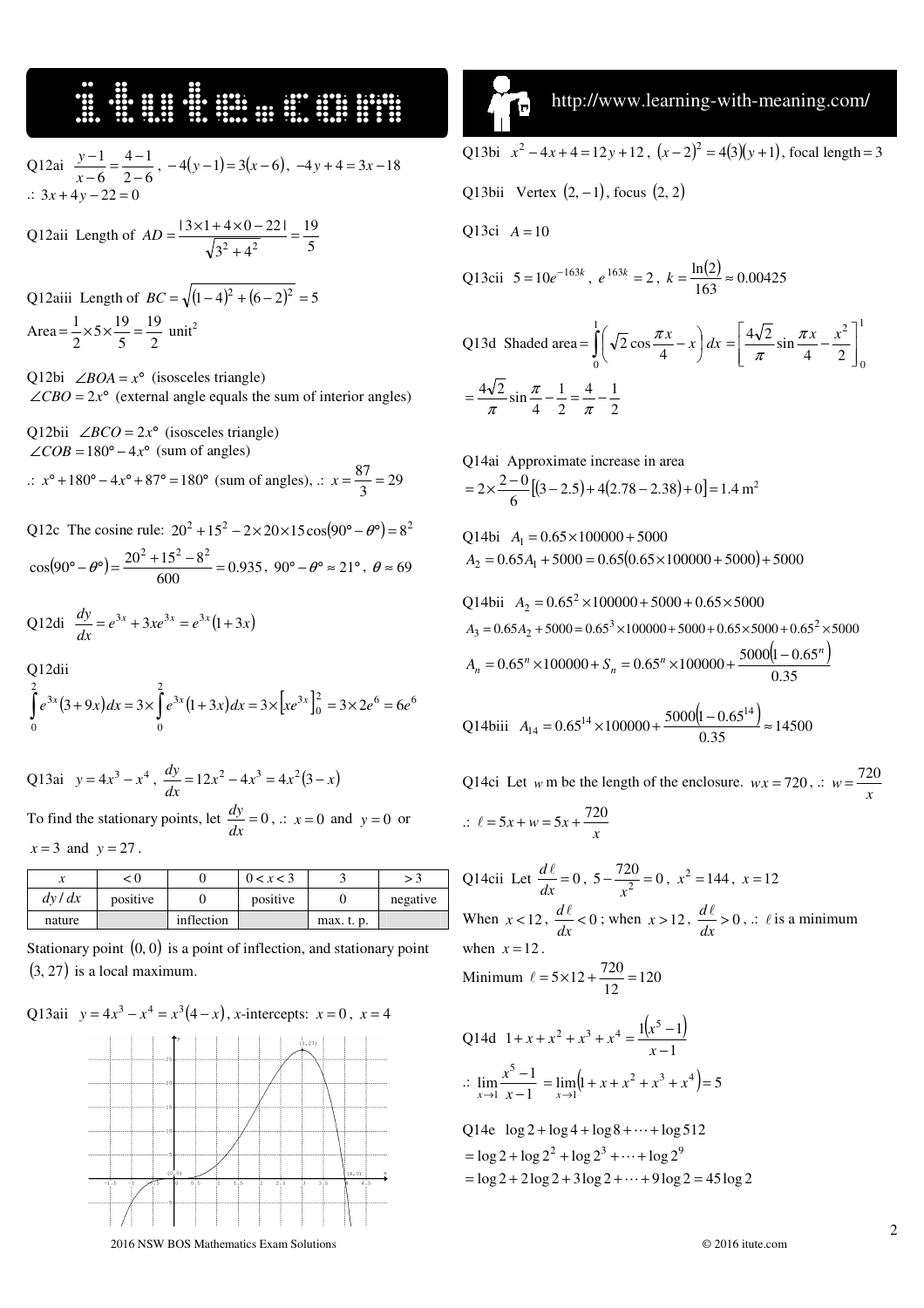Q12ai $\frac{y-1}{x-6} = \frac{4-1}{2-6}$, $-4(y-1) = 3(x-6)$, $-4y+4 = 3x-18$

$\therefore\ 3x+4y-22=0$

Q12aii Length of $AD = \frac{|3\times1+4\times0-22|}{\sqrt{3^2+4^2}} = \frac{19}{5}$

Q12aiii Length of $BC = \sqrt{(1-4)^2+(6-2)^2} = 5$

Area $= \frac{1}{2}\times5\times\frac{19}{5} = \frac{19}{2}$ unit$^2$

Q12bi $\angle BOA = x°$ (isosceles triangle)

$\angle CBO = 2x°$ (external angle equals the sum of interior angles)

Q12bii $\angle BCO = 2x°$ (isosceles triangle)

$\angle COB = 180° - 4x°$ (sum of angles)

$\therefore\ x° + 180° - 4x° + 87° = 180°$ (sum of angles), $\therefore\ x = \frac{87}{3} = 29$

Q12c The cosine rule: $20^2+15^2-2\times20\times15\cos(90°-\theta°) = 8^2$

$\cos(90°-\theta°) = \frac{20^2+15^2-8^2}{600} = 0.935$, $90°-\theta° \approx 21°$, $\theta \approx 69$

Q12di $\frac{dy}{dx} = e^{3x} + 3xe^{3x} = e^{3x}(1+3x)$

Q12dii

$$\int_0^2 e^{3x}(3+9x)\,dx = 3\times\int_0^2 e^{3x}(1+3x)\,dx = 3\times\left[xe^{3x}\right]_0^2 = 3\times2e^6 = 6e^6$$

Q13ai $y = 4x^3 - x^4$, $\frac{dy}{dx} = 12x^2 - 4x^3 = 4x^2(3-x)$

To find the stationary points, let $\frac{dy}{dx} = 0$, $\therefore\ x=0$ and $y=0$ or $x=3$ and $y=27$.

| $x$ | $<0$ | $0$ | $0<x<3$ | $3$ | $>3$ |
|---|---|---|---|---|---|
| $dy/dx$ | positive | 0 | positive | 0 | negative |
| nature | | inflection | | max. t. p. | |

Stationary point $(0,0)$ is a point of inflection, and stationary point $(3, 27)$ is a local maximum.

Q13aii $y = 4x^3 - x^4 = x^3(4-x)$, $x$-intercepts: $x=0$, $x=4$

Q13bi $x^2-4x+4 = 12y+12$, $(x-2)^2 = 4(3)(y+1)$, focal length $=3$

Q13bii Vertex $(2,-1)$, focus $(2, 2)$

Q13ci $A = 10$

Q13cii $5 = 10e^{-163k}$, $e^{163k} = 2$, $k = \frac{\ln(2)}{163} \approx 0.00425$

Q13d Shaded area $= \int_0^1\left(\sqrt{2}\cos\frac{\pi x}{4} - x\right)dx = \left[\frac{4\sqrt{2}}{\pi}\sin\frac{\pi x}{4} - \frac{x^2}{2}\right]_0^1$

$= \frac{4\sqrt{2}}{\pi}\sin\frac{\pi}{4} - \frac{1}{2} = \frac{4}{\pi} - \frac{1}{2}$

Q14ai Approximate increase in area

$= 2\times\frac{2-0}{6}[(3-2.5)+4(2.78-2.38)+0] = 1.4$ m$^2$

Q14bi $A_1 = 0.65\times100000+5000$

$A_2 = 0.65A_1 + 5000 = 0.65(0.65\times100000+5000)+5000$

Q14bii $A_2 = 0.65^2\times100000 + 5000 + 0.65\times5000$

$A_3 = 0.65A_2 + 5000 = 0.65^3\times100000 + 5000 + 0.65\times5000 + 0.65^2\times5000$

$A_n = 0.65^n\times100000 + S_n = 0.65^n\times100000 + \frac{5000(1-0.65^n)}{0.35}$

Q14biii $A_{14} = 0.65^{14}\times100000 + \frac{5000(1-0.65^{14})}{0.35} \approx 14500$

Q14ci Let $w$ m be the length of the enclosure. $wx = 720$, $\therefore\ w = \frac{720}{x}$

$\therefore\ \ell = 5x + w = 5x + \frac{720}{x}$

Q14cii Let $\frac{d\ell}{dx} = 0$, $5 - \frac{720}{x^2} = 0$, $x^2 = 144$, $x = 12$

When $x<12$, $\frac{d\ell}{dx}<0$; when $x>12$, $\frac{d\ell}{dx}>0$, $\therefore\ \ell$ is a minimum when $x=12$.

Minimum $\ell = 5\times12 + \frac{720}{12} = 120$

Q14d $1+x+x^2+x^3+x^4 = \frac{1(x^5-1)}{x-1}$

$\therefore\ \lim_{x\to1}\frac{x^5-1}{x-1} = \lim_{x\to1}(1+x+x^2+x^3+x^4) = 5$

Q14e $\log2 + \log4 + \log8 + \cdots + \log512$

$= \log2 + \log2^2 + \log2^3 + \cdots + \log2^9$

$= \log2 + 2\log2 + 3\log2 + \cdots + 9\log2 = 45\log2$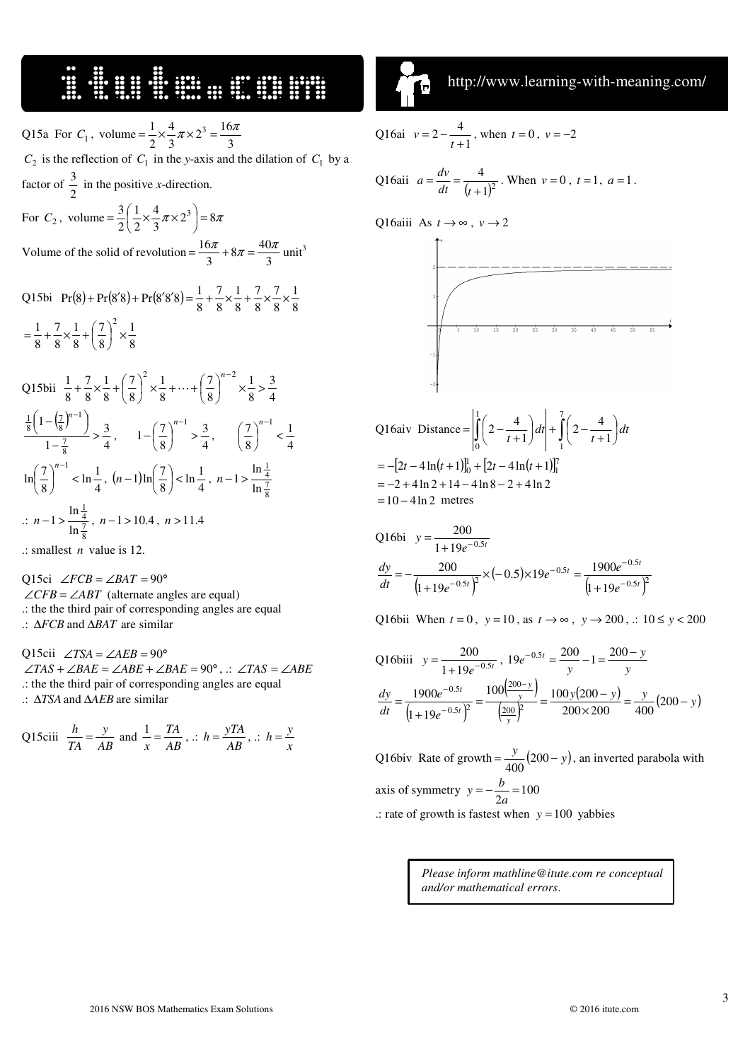Q15a For $C_1$, volume $= \frac{1}{2} \times \frac{4}{3}\pi \times 2^3 = \frac{16\pi}{3}$

$C_2$ is the reflection of $C_1$ in the *y*-axis and the dilation of $C_1$ by a factor of $\frac{3}{2}$ in the positive *x*-direction.

For $C_2$, volume $= \frac{3}{2}\left(\frac{1}{2} \times \frac{4}{3}\pi \times 2^3\right) = 8\pi$

Volume of the solid of revolution $= \frac{16\pi}{3} + 8\pi = \frac{40\pi}{3}$ unit$^3$

Q15bi $\Pr(8) + \Pr(8'8) + \Pr(8'8'8) = \frac{1}{8} + \frac{7}{8} \times \frac{1}{8} + \frac{7}{8} \times \frac{7}{8} \times \frac{1}{8}$

$= \frac{1}{8} + \frac{7}{8} \times \frac{1}{8} + \left(\frac{7}{8}\right)^2 \times \frac{1}{8}$

Q15bii $\frac{1}{8} + \frac{7}{8} \times \frac{1}{8} + \left(\frac{7}{8}\right)^2 \times \frac{1}{8} + \cdots + \left(\frac{7}{8}\right)^{n-2} \times \frac{1}{8} > \frac{3}{4}$

$\frac{\frac{1}{8}\left(1 - \left(\frac{7}{8}\right)^{n-1}\right)}{1 - \frac{7}{8}} > \frac{3}{4}$, $\quad 1 - \left(\frac{7}{8}\right)^{n-1} > \frac{3}{4}$, $\quad \left(\frac{7}{8}\right)^{n-1} < \frac{1}{4}$

$\ln\left(\frac{7}{8}\right)^{n-1} < \ln\frac{1}{4}$, $(n-1)\ln\left(\frac{7}{8}\right) < \ln\frac{1}{4}$, $n - 1 > \frac{\ln\frac{1}{4}}{\ln\frac{7}{8}}$

.: $n - 1 > \frac{\ln\frac{1}{4}}{\ln\frac{7}{8}}$, $n - 1 > 10.4$, $n > 11.4$

.: smallest $n$ value is 12.

Q15ci $\angle FCB = \angle BAT = 90°$

$\angle CFB = \angle ABT$ (alternate angles are equal)

.: the the third pair of corresponding angles are equal

.: $\Delta FCB$ and $\Delta BAT$ are similar

Q15cii $\angle TSA = \angle AEB = 90°$

$\angle TAS + \angle BAE = \angle ABE + \angle BAE = 90°$, .: $\angle TAS = \angle ABE$

.: the the third pair of corresponding angles are equal

.: $\Delta TSA$ and $\Delta AEB$ are similar

Q15ciii $\frac{h}{TA} = \frac{y}{AB}$ and $\frac{1}{x} = \frac{TA}{AB}$, .: $h = \frac{yTA}{AB}$, .: $h = \frac{y}{x}$

Q16ai $v = 2 - \frac{4}{t+1}$, when $t = 0$, $v = -2$

Q16aii $a = \frac{dv}{dt} = \frac{4}{(t+1)^2}$. When $v = 0$, $t = 1$, $a = 1$.

Q16aiii As $t \to \infty$, $v \to 2$

v
2
1
5 10 15 20 25 30 35 40 45 50 55
t
−1
−2

Q16aiv Distance $= \left|\int_0^1 \left(2 - \frac{4}{t+1}\right)dt\right| + \int_1^7 \left(2 - \frac{4}{t+1}\right)dt$

$= -\left[2t - 4\ln(t+1)\right]_0^1 + \left[2t - 4\ln(t+1)\right]_1^7$

$= -2 + 4\ln 2 + 14 - 4\ln 8 - 2 + 4\ln 2$

$= 10 - 4\ln 2$ metres

Q16bi $y = \frac{200}{1 + 19e^{-0.5t}}$

$\frac{dy}{dt} = -\frac{200}{\left(1 + 19e^{-0.5t}\right)^2} \times (-0.5) \times 19e^{-0.5t} = \frac{1900e^{-0.5t}}{\left(1 + 19e^{-0.5t}\right)^2}$

Q16bii When $t = 0$, $y = 10$, as $t \to \infty$, $y \to 200$, .: $10 \le y < 200$

Q16biii $y = \frac{200}{1 + 19e^{-0.5t}}$, $19e^{-0.5t} = \frac{200}{y} - 1 = \frac{200 - y}{y}$

$\frac{dy}{dt} = \frac{1900e^{-0.5t}}{\left(1 + 19e^{-0.5t}\right)^2} = \frac{100\left(\frac{200-y}{y}\right)}{\left(\frac{200}{y}\right)^2} = \frac{100y(200 - y)}{200 \times 200} = \frac{y}{400}(200 - y)$

Q16biv Rate of growth $= \frac{y}{400}(200 - y)$, an inverted parabola with axis of symmetry $y = -\frac{b}{2a} = 100$

.: rate of growth is fastest when $y = 100$ yabbies

*Please inform mathline@itute.com re conceptual and/or mathematical errors.*